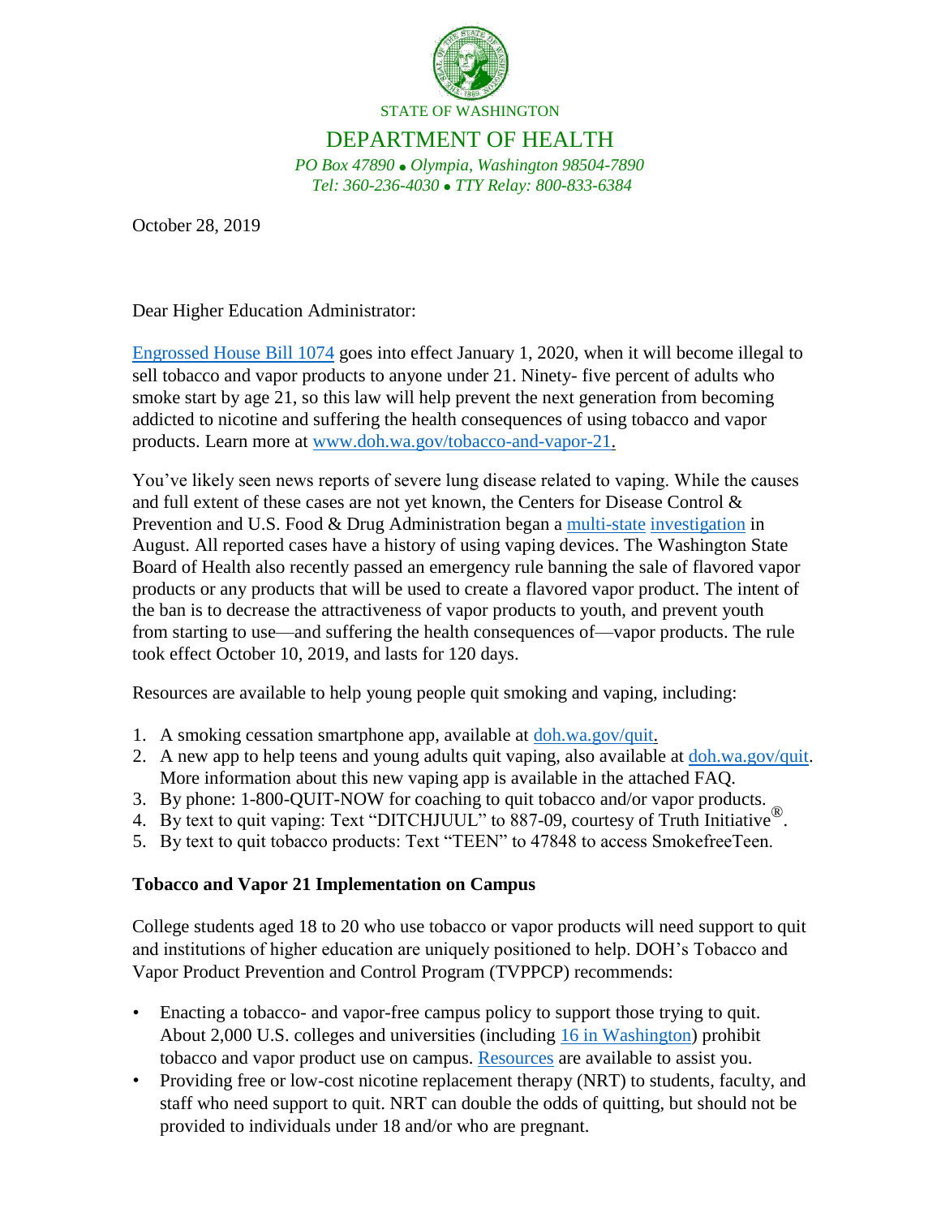STATE OF WASHINGTON

DEPARTMENT OF HEALTH

*PO Box 47890 • Olympia, Washington 98504-7890*
*Tel: 360-236-4030 • TTY Relay: 800-833-6384*

October 28, 2019

Dear Higher Education Administrator:

Engrossed House Bill 1074 goes into effect January 1, 2020, when it will become illegal to sell tobacco and vapor products to anyone under 21. Ninety- five percent of adults who smoke start by age 21, so this law will help prevent the next generation from becoming addicted to nicotine and suffering the health consequences of using tobacco and vapor products. Learn more at www.doh.wa.gov/tobacco-and-vapor-21.

You've likely seen news reports of severe lung disease related to vaping. While the causes and full extent of these cases are not yet known, the Centers for Disease Control & Prevention and U.S. Food & Drug Administration began a multi-state investigation in August. All reported cases have a history of using vaping devices. The Washington State Board of Health also recently passed an emergency rule banning the sale of flavored vapor products or any products that will be used to create a flavored vapor product. The intent of the ban is to decrease the attractiveness of vapor products to youth, and prevent youth from starting to use—and suffering the health consequences of—vapor products. The rule took effect October 10, 2019, and lasts for 120 days.

Resources are available to help young people quit smoking and vaping, including:

1. A smoking cessation smartphone app, available at doh.wa.gov/quit.
2. A new app to help teens and young adults quit vaping, also available at doh.wa.gov/quit. More information about this new vaping app is available in the attached FAQ.
3. By phone: 1-800-QUIT-NOW for coaching to quit tobacco and/or vapor products.
4. By text to quit vaping: Text "DITCHJUUL" to 887-09, courtesy of Truth Initiative®.
5. By text to quit tobacco products: Text "TEEN" to 47848 to access SmokefreeTeen.

**Tobacco and Vapor 21 Implementation on Campus**

College students aged 18 to 20 who use tobacco or vapor products will need support to quit and institutions of higher education are uniquely positioned to help. DOH's Tobacco and Vapor Product Prevention and Control Program (TVPPCP) recommends:

- Enacting a tobacco- and vapor-free campus policy to support those trying to quit. About 2,000 U.S. colleges and universities (including 16 in Washington) prohibit tobacco and vapor product use on campus. Resources are available to assist you.
- Providing free or low-cost nicotine replacement therapy (NRT) to students, faculty, and staff who need support to quit. NRT can double the odds of quitting, but should not be provided to individuals under 18 and/or who are pregnant.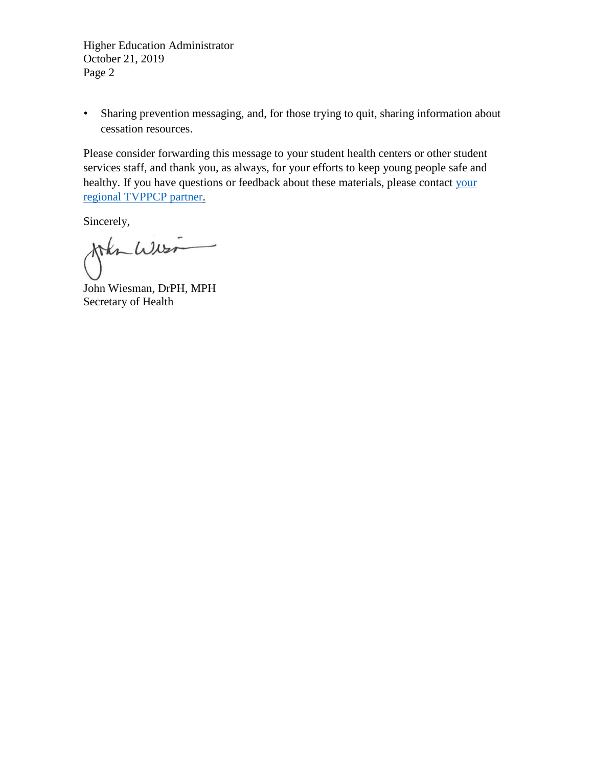- Sharing prevention messaging, and, for those trying to quit, sharing information about cessation resources.

Please consider forwarding this message to your student health centers or other student services staff, and thank you, as always, for your efforts to keep young people safe and healthy. If you have questions or feedback about these materials, please contact your regional TVPPCP partner.

Sincerely,

John Wiesman, DrPH, MPH
Secretary of Health